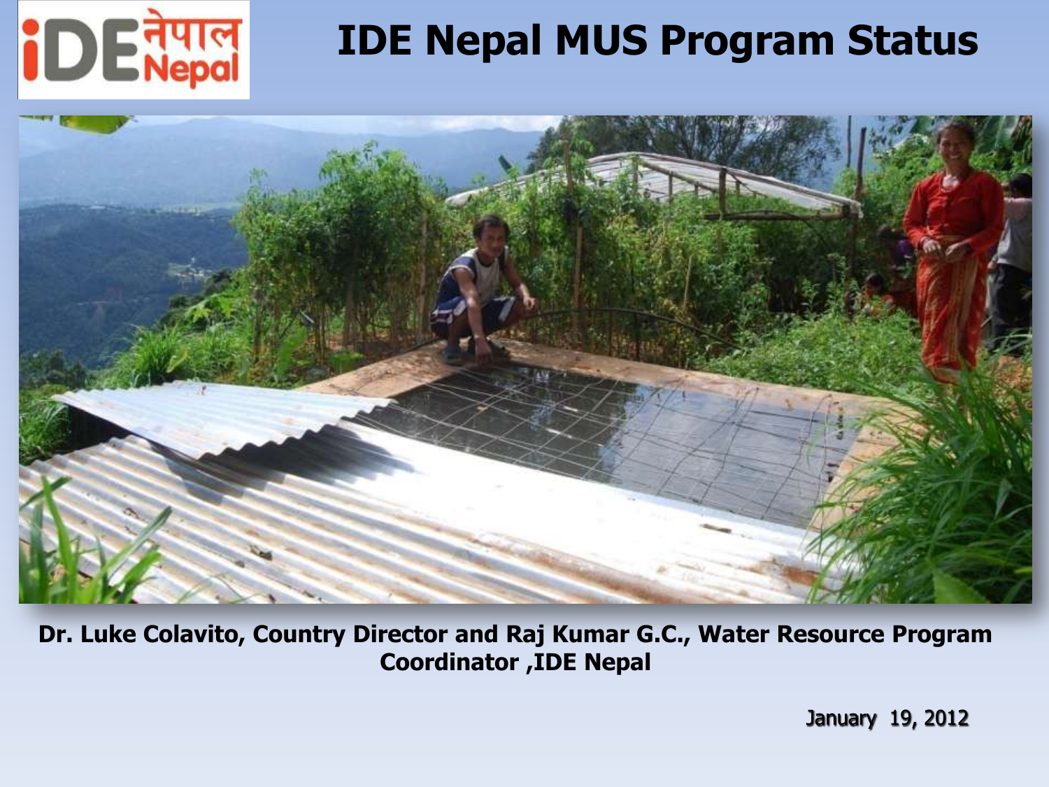# IDE Nepal MUS Program Status

**Dr. Luke Colavito, Country Director and Raj Kumar G.C., Water Resource Program Coordinator ,IDE Nepal**

January 19, 2012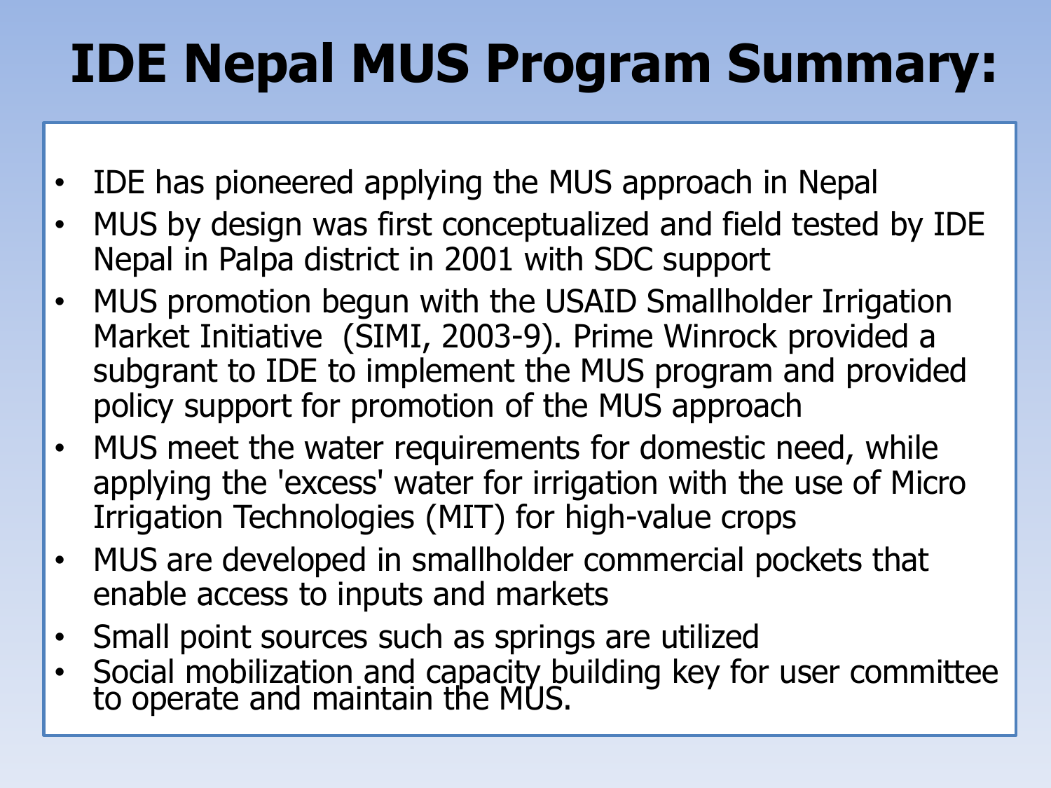# IDE Nepal MUS Program Summary:

- IDE has pioneered applying the MUS approach in Nepal
- MUS by design was first conceptualized and field tested by IDE Nepal in Palpa district in 2001 with SDC support
- MUS promotion begun with the USAID Smallholder Irrigation Market Initiative (SIMI, 2003-9). Prime Winrock provided a subgrant to IDE to implement the MUS program and provided policy support for promotion of the MUS approach
- MUS meet the water requirements for domestic need, while applying the 'excess' water for irrigation with the use of Micro Irrigation Technologies (MIT) for high-value crops
- MUS are developed in smallholder commercial pockets that enable access to inputs and markets
- Small point sources such as springs are utilized
- Social mobilization and capacity building key for user committee to operate and maintain the MUS.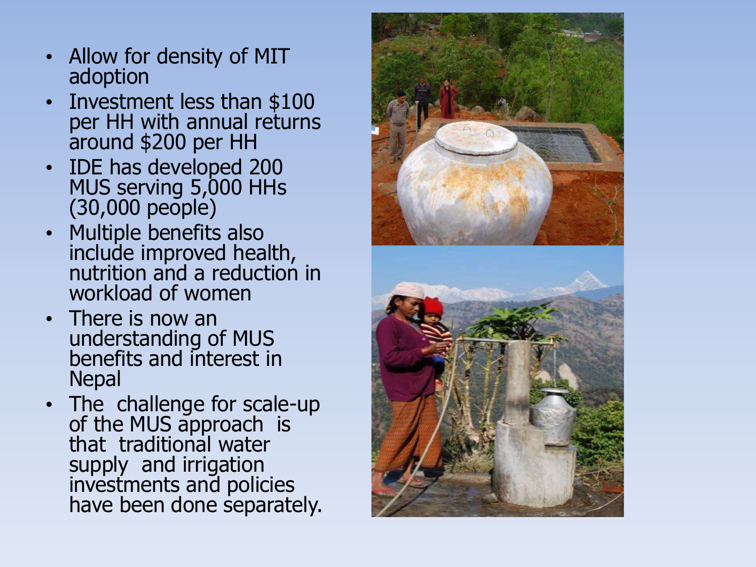- Allow for density of MIT adoption
- Investment less than $100 per HH with annual returns around $200 per HH
- IDE has developed 200 MUS serving 5,000 HHs (30,000 people)
- Multiple benefits also include improved health, nutrition and a reduction in workload of women
- There is now an understanding of MUS benefits and interest in Nepal
- The challenge for scale-up of the MUS approach is that traditional water supply and irrigation investments and policies have been done separately.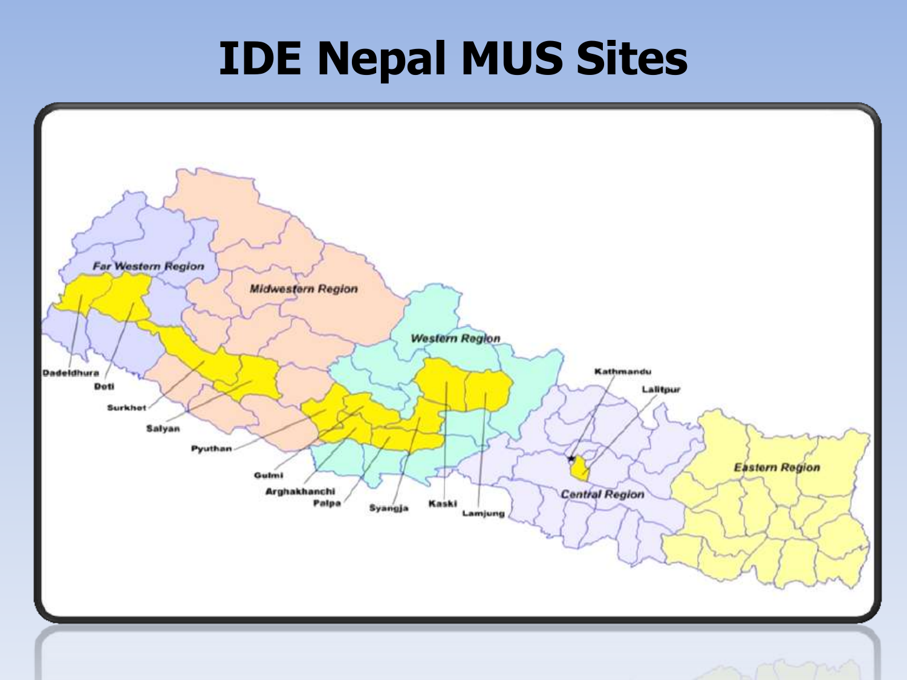# IDE Nepal MUS Sites

Far Western Region

Midwestern Region

Western Region

Central Region

Eastern Region

Dadeldhura

Doti

Surkhet

Salyan

Pyuthan

Gulmi

Arghakhanchi

Palpa

Syangja

Kaski

Lamjung

Kathmandu

Lalitpur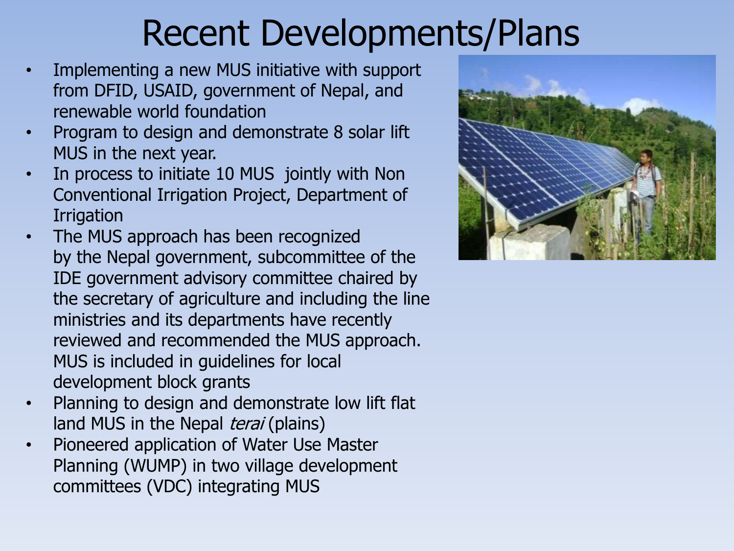# Recent Developments/Plans

- Implementing a new MUS initiative with support from DFID, USAID, government of Nepal, and renewable world foundation
- Program to design and demonstrate 8 solar lift MUS in the next year.
- In process to initiate 10 MUS jointly with Non Conventional Irrigation Project, Department of Irrigation
- The MUS approach has been recognized by the Nepal government, subcommittee of the IDE government advisory committee chaired by the secretary of agriculture and including the line ministries and its departments have recently reviewed and recommended the MUS approach. MUS is included in guidelines for local development block grants
- Planning to design and demonstrate low lift flat land MUS in the Nepal *terai* (plains)
- Pioneered application of Water Use Master Planning (WUMP) in two village development committees (VDC) integrating MUS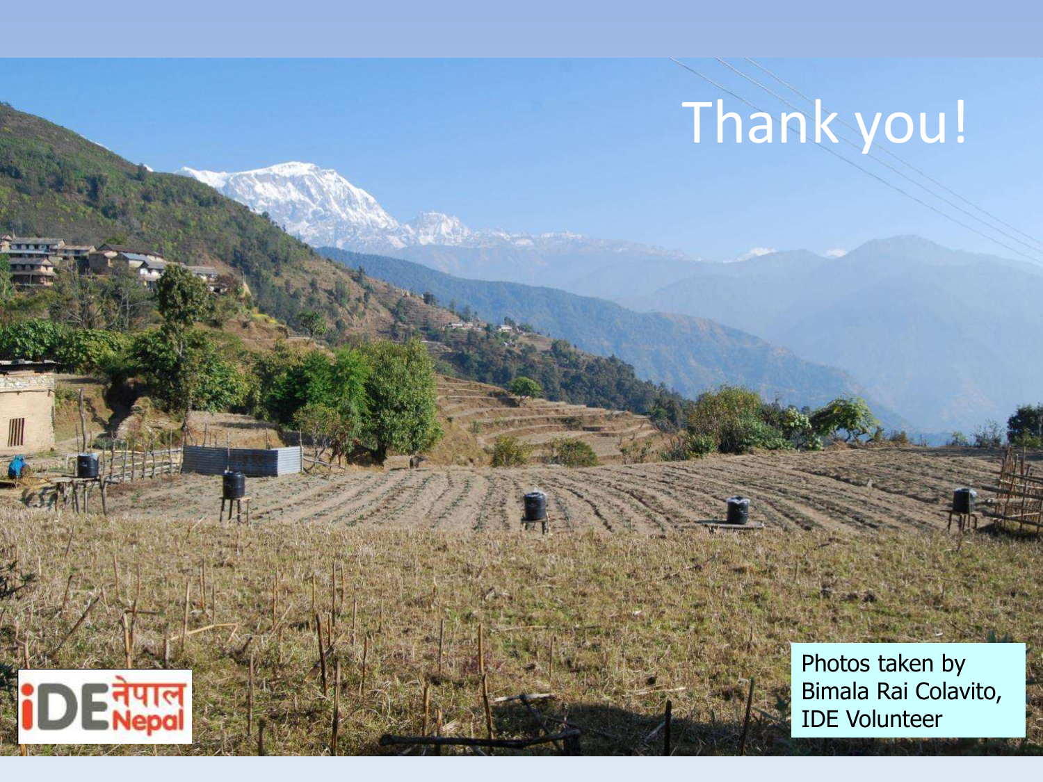# Thank you!

Photos taken by Bimala Rai Colavito, IDE Volunteer

iDE नेपाल Nepal